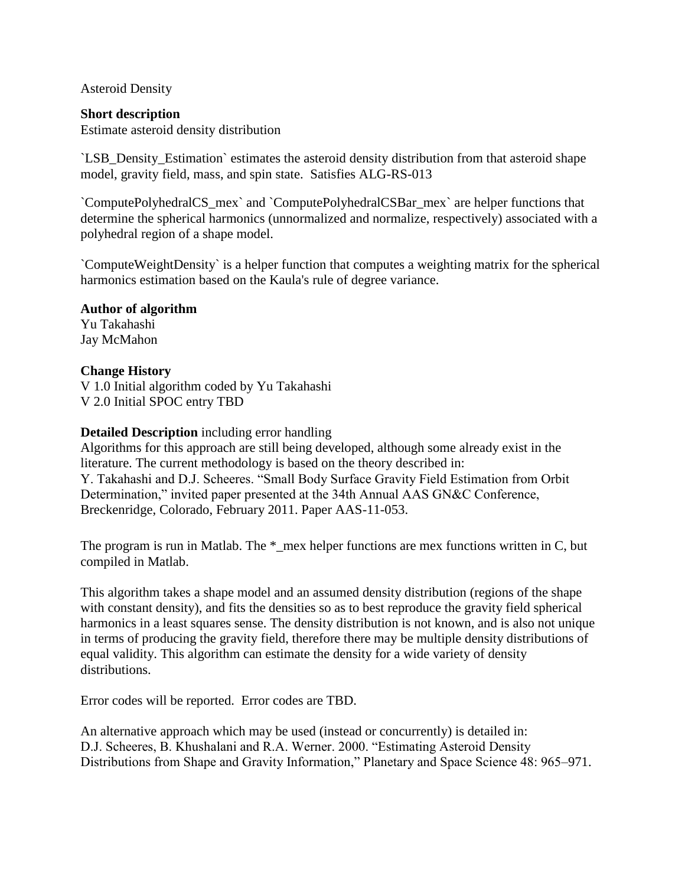Asteroid Density

**Short description**
Estimate asteroid density distribution

`LSB_Density_Estimation` estimates the asteroid density distribution from that asteroid shape model, gravity field, mass, and spin state. Satisfies ALG-RS-013

`ComputePolyhedralCS_mex` and `ComputePolyhedralCSBar_mex` are helper functions that determine the spherical harmonics (unnormalized and normalize, respectively) associated with a polyhedral region of a shape model.

`ComputeWeightDensity` is a helper function that computes a weighting matrix for the spherical harmonics estimation based on the Kaula's rule of degree variance.

**Author of algorithm**
Yu Takahashi
Jay McMahon

**Change History**
V 1.0 Initial algorithm coded by Yu Takahashi
V 2.0 Initial SPOC entry TBD

**Detailed Description** including error handling
Algorithms for this approach are still being developed, although some already exist in the literature. The current methodology is based on the theory described in:
Y. Takahashi and D.J. Scheeres. "Small Body Surface Gravity Field Estimation from Orbit Determination," invited paper presented at the 34th Annual AAS GN&C Conference, Breckenridge, Colorado, February 2011. Paper AAS-11-053.

The program is run in Matlab. The *_mex helper functions are mex functions written in C, but compiled in Matlab.

This algorithm takes a shape model and an assumed density distribution (regions of the shape with constant density), and fits the densities so as to best reproduce the gravity field spherical harmonics in a least squares sense. The density distribution is not known, and is also not unique in terms of producing the gravity field, therefore there may be multiple density distributions of equal validity. This algorithm can estimate the density for a wide variety of density distributions.

Error codes will be reported. Error codes are TBD.

An alternative approach which may be used (instead or concurrently) is detailed in:
D.J. Scheeres, B. Khushalani and R.A. Werner. 2000. "Estimating Asteroid Density Distributions from Shape and Gravity Information," Planetary and Space Science 48: 965–971.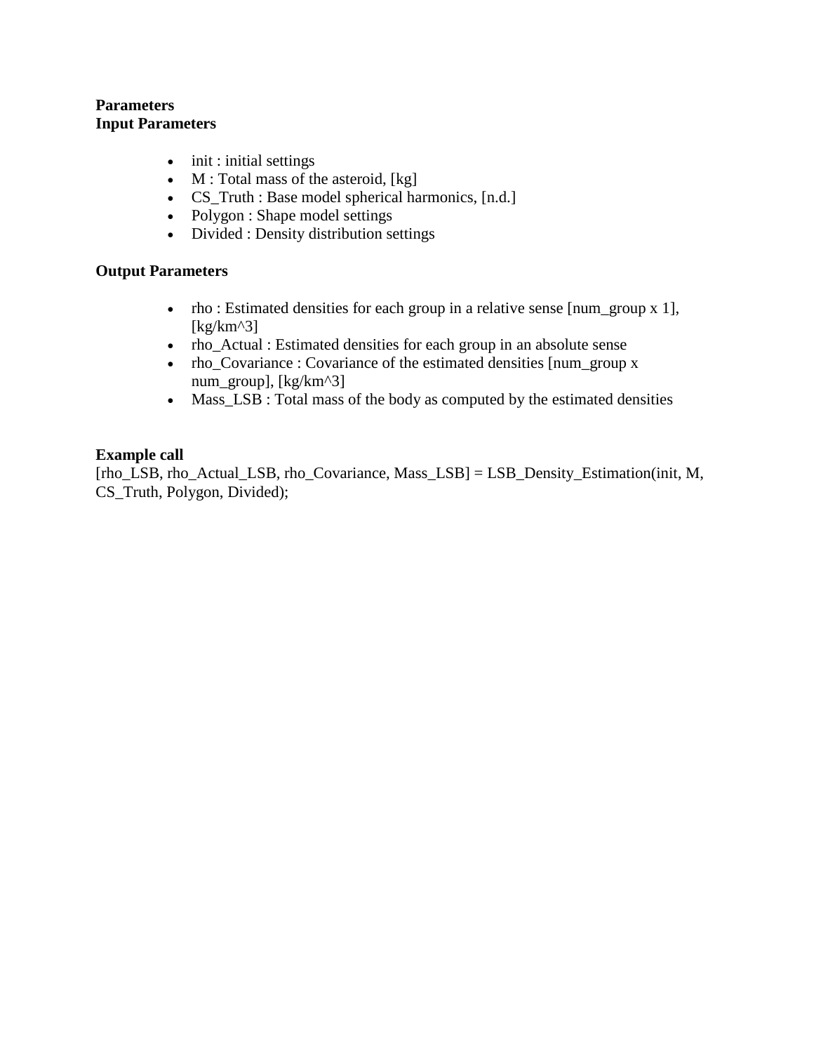**Parameters**
**Input Parameters**

- init : initial settings
- M : Total mass of the asteroid, [kg]
- CS_Truth : Base model spherical harmonics, [n.d.]
- Polygon : Shape model settings
- Divided : Density distribution settings

**Output Parameters**

- rho : Estimated densities for each group in a relative sense [num_group x 1], [kg/km^3]
- rho_Actual : Estimated densities for each group in an absolute sense
- rho_Covariance : Covariance of the estimated densities [num_group x num_group], [kg/km^3]
- Mass_LSB : Total mass of the body as computed by the estimated densities

**Example call**

[rho_LSB, rho_Actual_LSB, rho_Covariance, Mass_LSB] = LSB_Density_Estimation(init, M, CS_Truth, Polygon, Divided);